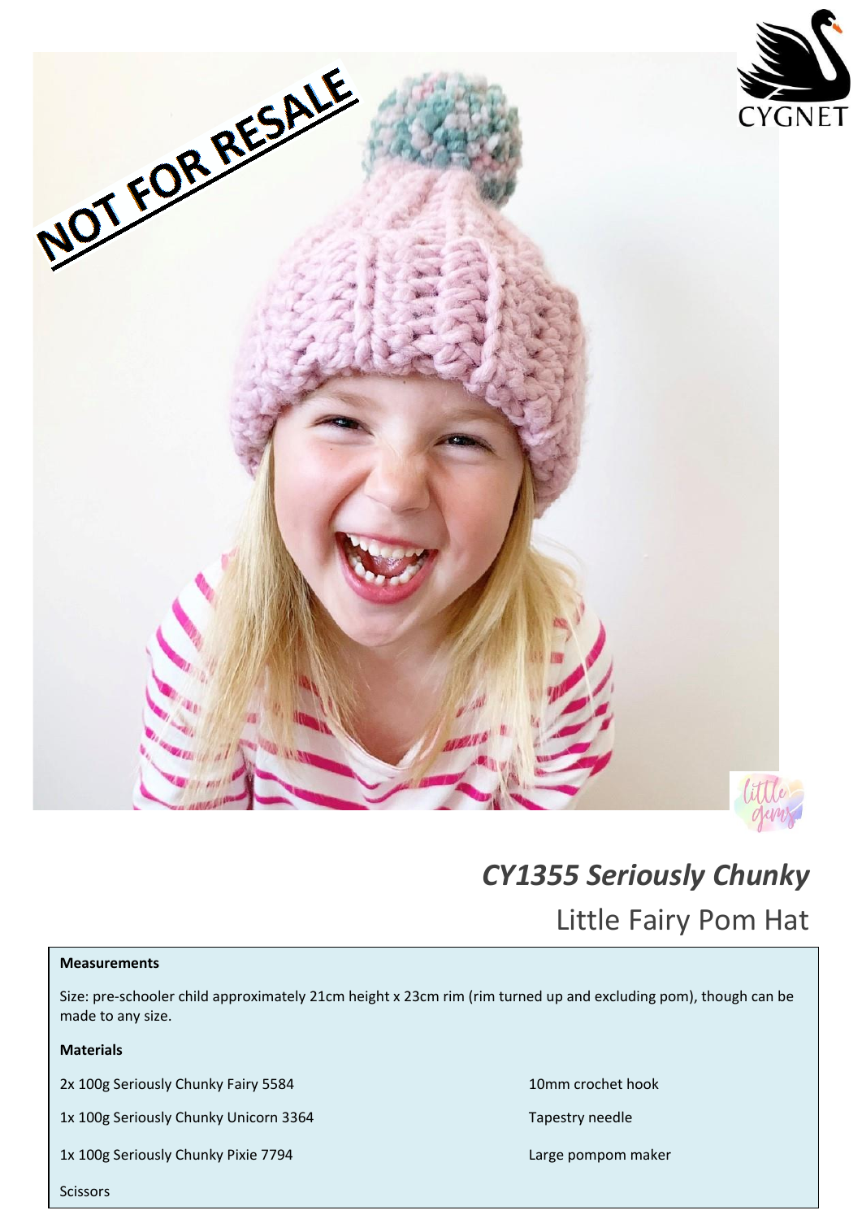NOT FOR RESALE

CYGNET

# *CY1355 Seriously Chunky*

## Little Fairy Pom Hat

**Measurements**

Size: pre-schooler child approximately 21cm height x 23cm rim (rim turned up and excluding pom), though can be made to any size.

**Materials**

2x 100g Seriously Chunky Fairy 5584

1x 100g Seriously Chunky Unicorn 3364

1x 100g Seriously Chunky Pixie 7794

Scissors

10mm crochet hook

Tapestry needle

Large pompom maker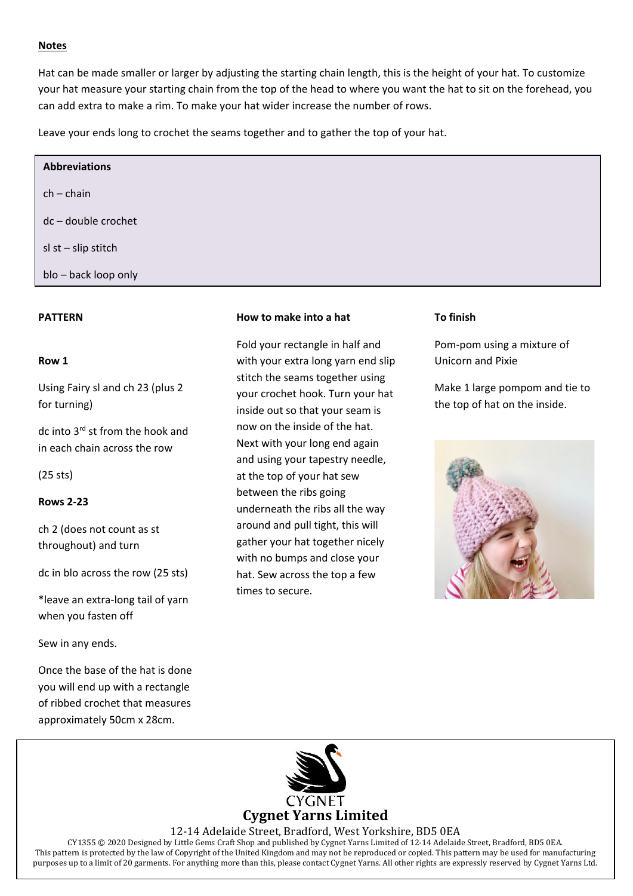## Notes

Hat can be made smaller or larger by adjusting the starting chain length, this is the height of your hat. To customize your hat measure your starting chain from the top of the head to where you want the hat to sit on the forehead, you can add extra to make a rim. To make your hat wider increase the number of rows.

Leave your ends long to crochet the seams together and to gather the top of your hat.

**Abbreviations**

ch – chain

dc – double crochet

sl st – slip stitch

blo – back loop only

**PATTERN**

**Row 1**

Using Fairy sl and ch 23 (plus 2 for turning)

dc into 3rd st from the hook and in each chain across the row

(25 sts)

**Rows 2-23**

ch 2 (does not count as st throughout) and turn

dc in blo across the row (25 sts)

*leave an extra-long tail of yarn when you fasten off

Sew in any ends.

Once the base of the hat is done you will end up with a rectangle of ribbed crochet that measures approximately 50cm x 28cm.

**How to make into a hat**

Fold your rectangle in half and with your extra long yarn end slip stitch the seams together using your crochet hook. Turn your hat inside out so that your seam is now on the inside of the hat. Next with your long end again and using your tapestry needle, at the top of your hat sew between the ribs going underneath the ribs all the way around and pull tight, this will gather your hat together nicely with no bumps and close your hat. Sew across the top a few times to secure.

**To finish**

Pom-pom using a mixture of Unicorn and Pixie

Make 1 large pompom and tie to the top of hat on the inside.

CYGNET

**Cygnet Yarns Limited**

12-14 Adelaide Street, Bradford, West Yorkshire, BD5 0EA

CY1355 © 2020 Designed by Little Gems Craft Shop and published by Cygnet Yarns Limited of 12-14 Adelaide Street, Bradford, BD5 0EA. This pattern is protected by the law of Copyright of the United Kingdom and may not be reproduced or copied. This pattern may be used for manufacturing purposes up to a limit of 20 garments. For anything more than this, please contact Cygnet Yarns. All other rights are expressly reserved by Cygnet Yarns Ltd.